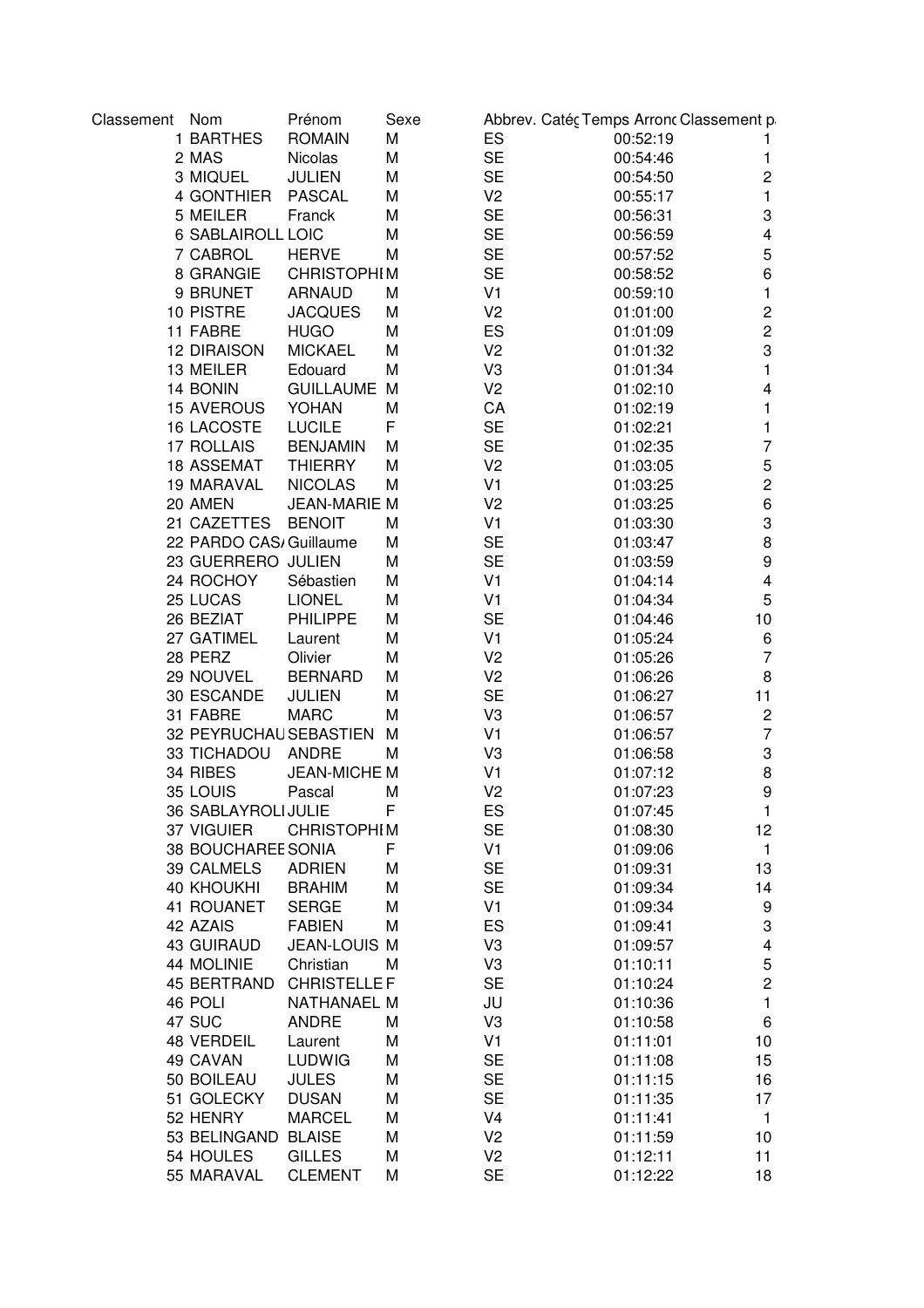| Classement | Nom | Prénom | Sexe | Abbrev. Catég | Temps Arrond | Classement pa |
|---|---|---|---|---|---|---|
| 1 | BARTHES | ROMAIN | M | ES | 00:52:19 | 1 |
| 2 | MAS | Nicolas | M | SE | 00:54:46 | 1 |
| 3 | MIQUEL | JULIEN | M | SE | 00:54:50 | 2 |
| 4 | GONTHIER | PASCAL | M | V2 | 00:55:17 | 1 |
| 5 | MEILER | Franck | M | SE | 00:56:31 | 3 |
| 6 | SABLAIROLL | LOIC | M | SE | 00:56:59 | 4 |
| 7 | CABROL | HERVE | M | SE | 00:57:52 | 5 |
| 8 | GRANGIE | CHRISTOPHI | M | SE | 00:58:52 | 6 |
| 9 | BRUNET | ARNAUD | M | V1 | 00:59:10 | 1 |
| 10 | PISTRE | JACQUES | M | V2 | 01:01:00 | 2 |
| 11 | FABRE | HUGO | M | ES | 01:01:09 | 2 |
| 12 | DIRAISON | MICKAEL | M | V2 | 01:01:32 | 3 |
| 13 | MEILER | Edouard | M | V3 | 01:01:34 | 1 |
| 14 | BONIN | GUILLAUME | M | V2 | 01:02:10 | 4 |
| 15 | AVEROUS | YOHAN | M | CA | 01:02:19 | 1 |
| 16 | LACOSTE | LUCILE | F | SE | 01:02:21 | 1 |
| 17 | ROLLAIS | BENJAMIN | M | SE | 01:02:35 | 7 |
| 18 | ASSEMAT | THIERRY | M | V2 | 01:03:05 | 5 |
| 19 | MARAVAL | NICOLAS | M | V1 | 01:03:25 | 2 |
| 20 | AMEN | JEAN-MARIE | M | V2 | 01:03:25 | 6 |
| 21 | CAZETTES | BENOIT | M | V1 | 01:03:30 | 3 |
| 22 | PARDO CAS/ | Guillaume | M | SE | 01:03:47 | 8 |
| 23 | GUERRERO | JULIEN | M | SE | 01:03:59 | 9 |
| 24 | ROCHOY | Sébastien | M | V1 | 01:04:14 | 4 |
| 25 | LUCAS | LIONEL | M | V1 | 01:04:34 | 5 |
| 26 | BEZIAT | PHILIPPE | M | SE | 01:04:46 | 10 |
| 27 | GATIMEL | Laurent | M | V1 | 01:05:24 | 6 |
| 28 | PERZ | Olivier | M | V2 | 01:05:26 | 7 |
| 29 | NOUVEL | BERNARD | M | V2 | 01:06:26 | 8 |
| 30 | ESCANDE | JULIEN | M | SE | 01:06:27 | 11 |
| 31 | FABRE | MARC | M | V3 | 01:06:57 | 2 |
| 32 | PEYRUCHAU | SEBASTIEN | M | V1 | 01:06:57 | 7 |
| 33 | TICHADOU | ANDRE | M | V3 | 01:06:58 | 3 |
| 34 | RIBES | JEAN-MICHE | M | V1 | 01:07:12 | 8 |
| 35 | LOUIS | Pascal | M | V2 | 01:07:23 | 9 |
| 36 | SABLAYROLI | JULIE | F | ES | 01:07:45 | 1 |
| 37 | VIGUIER | CHRISTOPHI | M | SE | 01:08:30 | 12 |
| 38 | BOUCHAREE | SONIA | F | V1 | 01:09:06 | 1 |
| 39 | CALMELS | ADRIEN | M | SE | 01:09:31 | 13 |
| 40 | KHOUKHI | BRAHIM | M | SE | 01:09:34 | 14 |
| 41 | ROUANET | SERGE | M | V1 | 01:09:34 | 9 |
| 42 | AZAIS | FABIEN | M | ES | 01:09:41 | 3 |
| 43 | GUIRAUD | JEAN-LOUIS | M | V3 | 01:09:57 | 4 |
| 44 | MOLINIE | Christian | M | V3 | 01:10:11 | 5 |
| 45 | BERTRAND | CHRISTELLE | F | SE | 01:10:24 | 2 |
| 46 | POLI | NATHANAEL | M | JU | 01:10:36 | 1 |
| 47 | SUC | ANDRE | M | V3 | 01:10:58 | 6 |
| 48 | VERDEIL | Laurent | M | V1 | 01:11:01 | 10 |
| 49 | CAVAN | LUDWIG | M | SE | 01:11:08 | 15 |
| 50 | BOILEAU | JULES | M | SE | 01:11:15 | 16 |
| 51 | GOLECKY | DUSAN | M | SE | 01:11:35 | 17 |
| 52 | HENRY | MARCEL | M | V4 | 01:11:41 | 1 |
| 53 | BELINGAND | BLAISE | M | V2 | 01:11:59 | 10 |
| 54 | HOULES | GILLES | M | V2 | 01:12:11 | 11 |
| 55 | MARAVAL | CLEMENT | M | SE | 01:12:22 | 18 |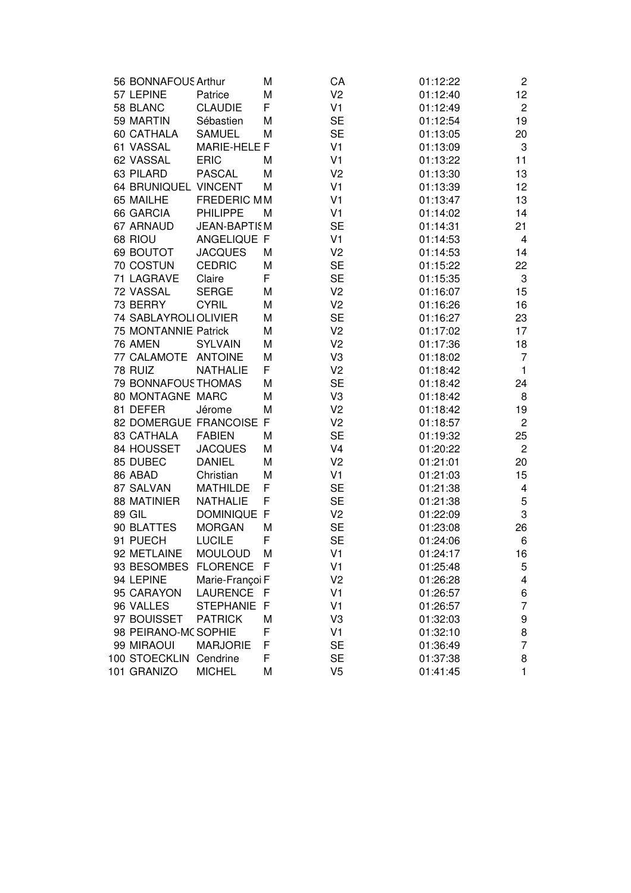| | | | | | | |
|---|---|---|---|---|---|---|
| 56 | BONNAFOUS | Arthur | M | CA | 01:12:22 | 2 |
| 57 | LEPINE | Patrice | M | V2 | 01:12:40 | 12 |
| 58 | BLANC | CLAUDIE | F | V1 | 01:12:49 | 2 |
| 59 | MARTIN | Sébastien | M | SE | 01:12:54 | 19 |
| 60 | CATHALA | SAMUEL | M | SE | 01:13:05 | 20 |
| 61 | VASSAL | MARIE-HELE | F | V1 | 01:13:09 | 3 |
| 62 | VASSAL | ERIC | M | V1 | 01:13:22 | 11 |
| 63 | PILARD | PASCAL | M | V2 | 01:13:30 | 13 |
| 64 | BRUNIQUEL | VINCENT | M | V1 | 01:13:39 | 12 |
| 65 | MAILHE | FREDERIC M | M | V1 | 01:13:47 | 13 |
| 66 | GARCIA | PHILIPPE | M | V1 | 01:14:02 | 14 |
| 67 | ARNAUD | JEAN-BAPTIS | M | SE | 01:14:31 | 21 |
| 68 | RIOU | ANGELIQUE | F | V1 | 01:14:53 | 4 |
| 69 | BOUTOT | JACQUES | M | V2 | 01:14:53 | 14 |
| 70 | COSTUN | CEDRIC | M | SE | 01:15:22 | 22 |
| 71 | LAGRAVE | Claire | F | SE | 01:15:35 | 3 |
| 72 | VASSAL | SERGE | M | V2 | 01:16:07 | 15 |
| 73 | BERRY | CYRIL | M | V2 | 01:16:26 | 16 |
| 74 | SABLAYROLI | OLIVIER | M | SE | 01:16:27 | 23 |
| 75 | MONTANNIE | Patrick | M | V2 | 01:17:02 | 17 |
| 76 | AMEN | SYLVAIN | M | V2 | 01:17:36 | 18 |
| 77 | CALAMOTE | ANTOINE | M | V3 | 01:18:02 | 7 |
| 78 | RUIZ | NATHALIE | F | V2 | 01:18:42 | 1 |
| 79 | BONNAFOUS | THOMAS | M | SE | 01:18:42 | 24 |
| 80 | MONTAGNE | MARC | M | V3 | 01:18:42 | 8 |
| 81 | DEFER | Jérome | M | V2 | 01:18:42 | 19 |
| 82 | DOMERGUE | FRANCOISE | F | V2 | 01:18:57 | 2 |
| 83 | CATHALA | FABIEN | M | SE | 01:19:32 | 25 |
| 84 | HOUSSET | JACQUES | M | V4 | 01:20:22 | 2 |
| 85 | DUBEC | DANIEL | M | V2 | 01:21:01 | 20 |
| 86 | ABAD | Christian | M | V1 | 01:21:03 | 15 |
| 87 | SALVAN | MATHILDE | F | SE | 01:21:38 | 4 |
| 88 | MATINIER | NATHALIE | F | SE | 01:21:38 | 5 |
| 89 | GIL | DOMINIQUE | F | V2 | 01:22:09 | 3 |
| 90 | BLATTES | MORGAN | M | SE | 01:23:08 | 26 |
| 91 | PUECH | LUCILE | F | SE | 01:24:06 | 6 |
| 92 | METLAINE | MOULOUD | M | V1 | 01:24:17 | 16 |
| 93 | BESOMBES | FLORENCE | F | V1 | 01:25:48 | 5 |
| 94 | LEPINE | Marie-Françoi | F | V2 | 01:26:28 | 4 |
| 95 | CARAYON | LAURENCE | F | V1 | 01:26:57 | 6 |
| 96 | VALLES | STEPHANIE | F | V1 | 01:26:57 | 7 |
| 97 | BOUISSET | PATRICK | M | V3 | 01:32:03 | 9 |
| 98 | PEIRANO-MC | SOPHIE | F | V1 | 01:32:10 | 8 |
| 99 | MIRAOUI | MARJORIE | F | SE | 01:36:49 | 7 |
| 100 | STOECKLIN | Cendrine | F | SE | 01:37:38 | 8 |
| 101 | GRANIZO | MICHEL | M | V5 | 01:41:45 | 1 |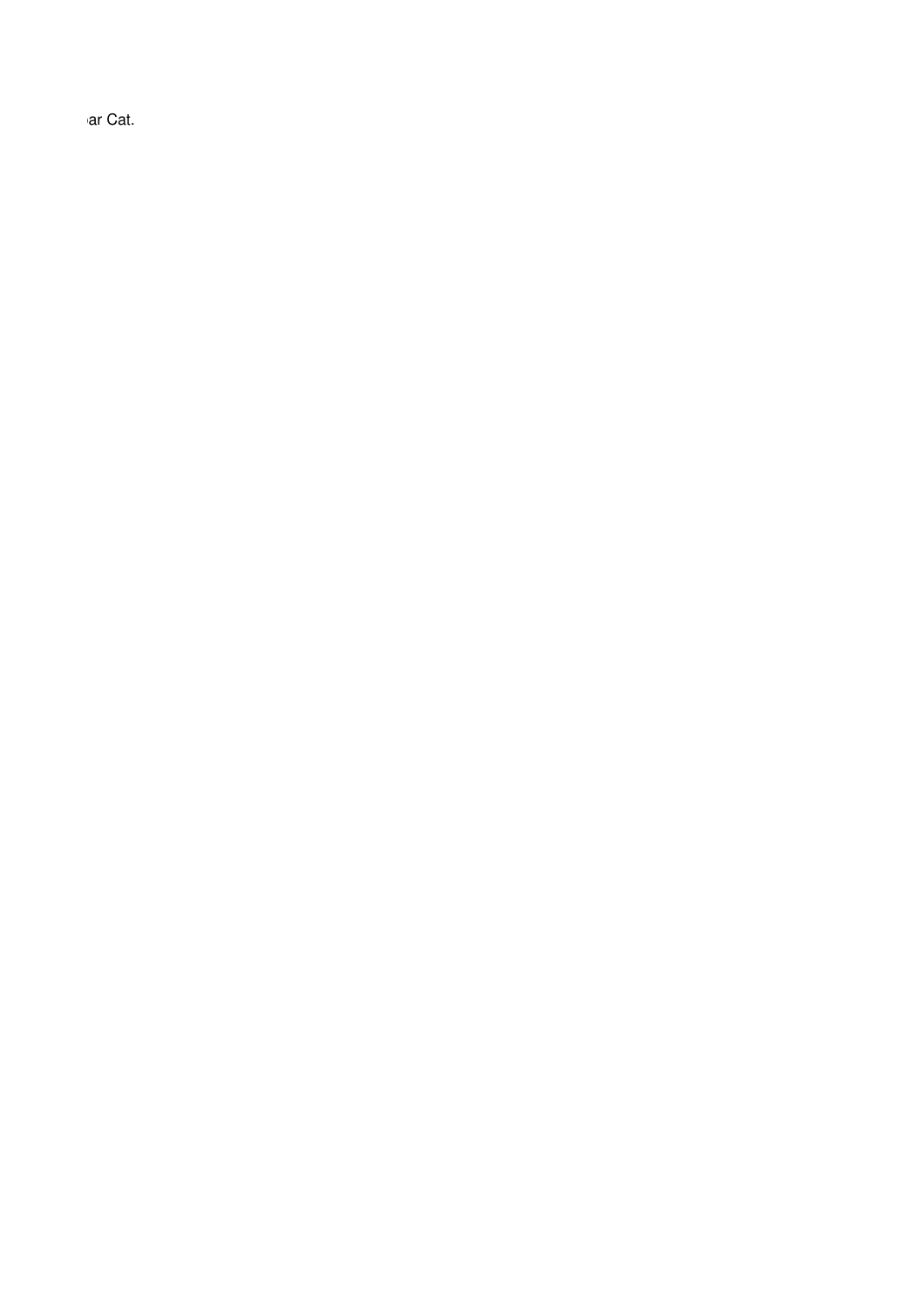ar Cat.